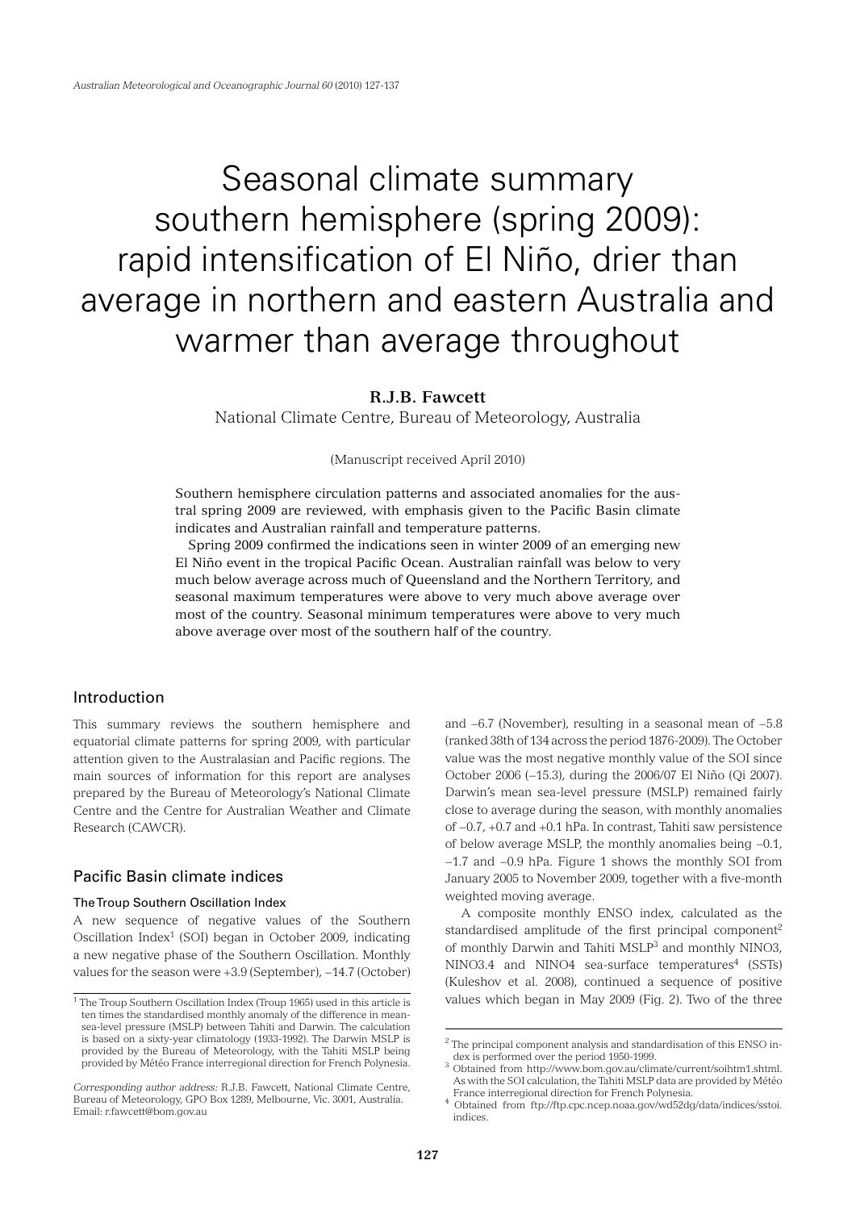# Seasonal climate summary southern hemisphere (spring 2009): rapid intensification of El Niño, drier than average in northern and eastern Australia and warmer than average throughout

**R.J.B. Fawcett**

National Climate Centre, Bureau of Meteorology, Australia

(Manuscript received April 2010)

Southern hemisphere circulation patterns and associated anomalies for the austral spring 2009 are reviewed, with emphasis given to the Pacific Basin climate indicates and Australian rainfall and temperature patterns.

Spring 2009 confirmed the indications seen in winter 2009 of an emerging new El Niño event in the tropical Pacific Ocean. Australian rainfall was below to very much below average across much of Queensland and the Northern Territory, and seasonal maximum temperatures were above to very much above average over most of the country. Seasonal minimum temperatures were above to very much above average over most of the southern half of the country.

## Introduction

This summary reviews the southern hemisphere and equatorial climate patterns for spring 2009, with particular attention given to the Australasian and Pacific regions. The main sources of information for this report are analyses prepared by the Bureau of Meteorology's National Climate Centre and the Centre for Australian Weather and Climate Research (CAWCR).

## Pacific Basin climate indices

### The Troup Southern Oscillation Index

A new sequence of negative values of the Southern Oscillation Index[1] (SOI) began in October 2009, indicating a new negative phase of the Southern Oscillation. Monthly values for the season were +3.9 (September), –14.7 (October) and –6.7 (November), resulting in a seasonal mean of –5.8 (ranked 38th of 134 across the period 1876-2009). The October value was the most negative monthly value of the SOI since October 2006 (–15.3), during the 2006/07 El Niño (Qi 2007). Darwin's mean sea-level pressure (MSLP) remained fairly close to average during the season, with monthly anomalies of –0.7, +0.7 and +0.1 hPa. In contrast, Tahiti saw persistence of below average MSLP, the monthly anomalies being –0.1, –1.7 and –0.9 hPa. Figure 1 shows the monthly SOI from January 2005 to November 2009, together with a five-month weighted moving average.

A composite monthly ENSO index, calculated as the standardised amplitude of the first principal component[2] of monthly Darwin and Tahiti MSLP[3] and monthly NINO3, NINO3.4 and NINO4 sea-surface temperatures[4] (SSTs) (Kuleshov et al. 2008), continued a sequence of positive values which began in May 2009 (Fig. 2). Two of the three

[1] The Troup Southern Oscillation Index (Troup 1965) used in this article is ten times the standardised monthly anomaly of the difference in mean-sea-level pressure (MSLP) between Tahiti and Darwin. The calculation is based on a sixty-year climatology (1933-1992). The Darwin MSLP is provided by the Bureau of Meteorology, with the Tahiti MSLP being provided by Météo France interregional direction for French Polynesia.

*Corresponding author address:* R.J.B. Fawcett, National Climate Centre, Bureau of Meteorology, GPO Box 1289, Melbourne, Vic. 3001, Australia. Email: r.fawcett@bom.gov.au

[2] The principal component analysis and standardisation of this ENSO index is performed over the period 1950-1999.

[3] Obtained from http://www.bom.gov.au/climate/current/soihtm1.shtml. As with the SOI calculation, the Tahiti MSLP data are provided by Météo France interregional direction for French Polynesia.

[4] Obtained from ftp://ftp.cpc.ncep.noaa.gov/wd52dg/data/indices/sstoi.indices.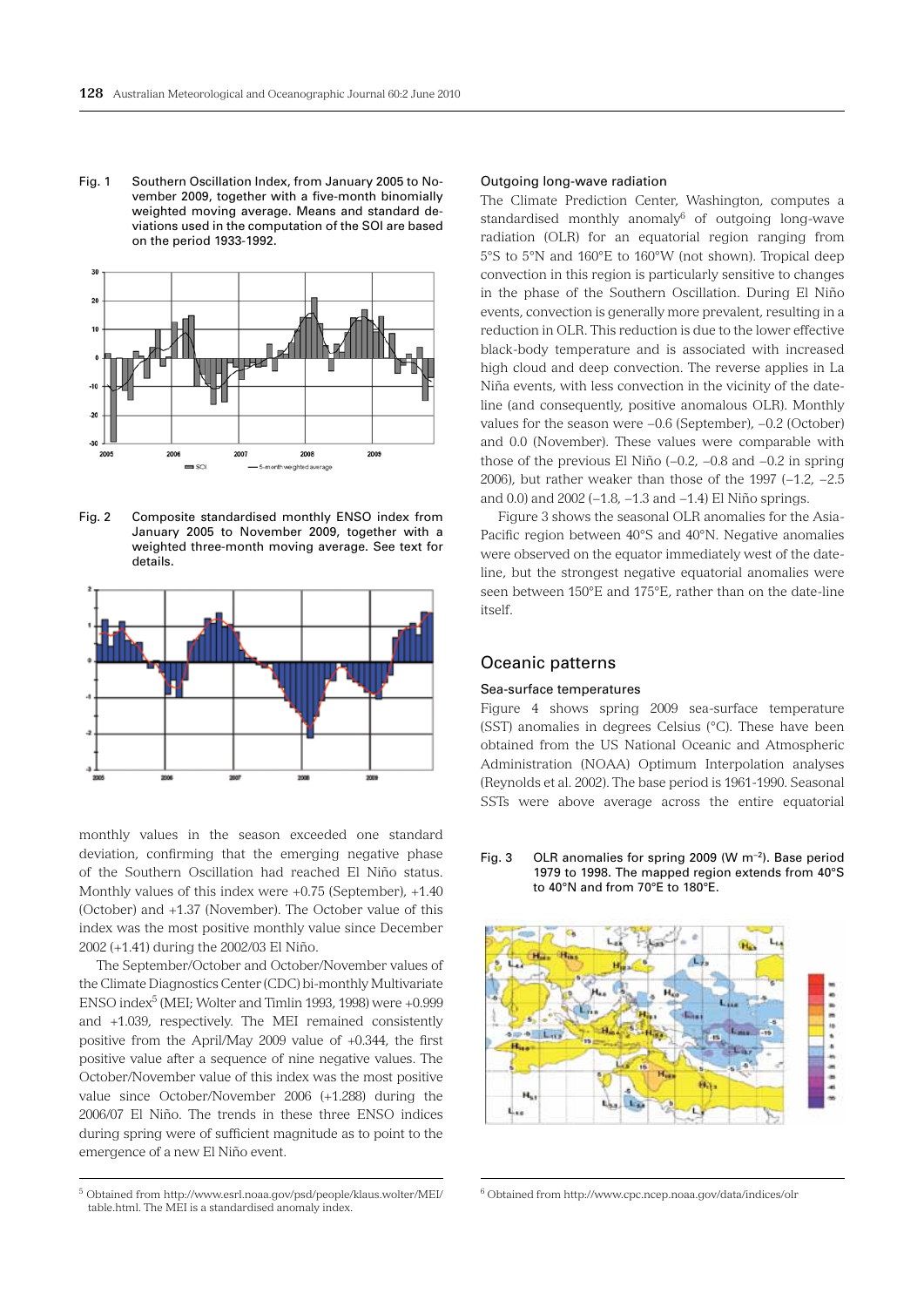Fig. 1 Southern Oscillation Index, from January 2005 to November 2009, together with a five-month binomially weighted moving average. Means and standard deviations used in the computation of the SOI are based on the period 1933-1992.

Fig. 2 Composite standardised monthly ENSO index from January 2005 to November 2009, together with a weighted three-month moving average. See text for details.

monthly values in the season exceeded one standard deviation, confirming that the emerging negative phase of the Southern Oscillation had reached El Niño status. Monthly values of this index were +0.75 (September), +1.40 (October) and +1.37 (November). The October value of this index was the most positive monthly value since December 2002 (+1.41) during the 2002/03 El Niño.

The September/October and October/November values of the Climate Diagnostics Center (CDC) bi-monthly Multivariate ENSO index[5] (MEI; Wolter and Timlin 1993, 1998) were +0.999 and +1.039, respectively. The MEI remained consistently positive from the April/May 2009 value of +0.344, the first positive value after a sequence of nine negative values. The October/November value of this index was the most positive value since October/November 2006 (+1.288) during the 2006/07 El Niño. The trends in these three ENSO indices during spring were of sufficient magnitude as to point to the emergence of a new El Niño event.

### Outgoing long-wave radiation

The Climate Prediction Center, Washington, computes a standardised monthly anomaly[6] of outgoing long-wave radiation (OLR) for an equatorial region ranging from 5°S to 5°N and 160°E to 160°W (not shown). Tropical deep convection in this region is particularly sensitive to changes in the phase of the Southern Oscillation. During El Niño events, convection is generally more prevalent, resulting in a reduction in OLR. This reduction is due to the lower effective black-body temperature and is associated with increased high cloud and deep convection. The reverse applies in La Niña events, with less convection in the vicinity of the dateline (and consequently, positive anomalous OLR). Monthly values for the season were –0.6 (September), –0.2 (October) and 0.0 (November). These values were comparable with those of the previous El Niño (–0.2, –0.8 and –0.2 in spring 2006), but rather weaker than those of the 1997 (–1.2, –2.5 and 0.0) and 2002 (–1.8, –1.3 and –1.4) El Niño springs.

Figure 3 shows the seasonal OLR anomalies for the Asia-Pacific region between 40°S and 40°N. Negative anomalies were observed on the equator immediately west of the dateline, but the strongest negative equatorial anomalies were seen between 150°E and 175°E, rather than on the date-line itself.

## Oceanic patterns

### Sea-surface temperatures

Figure 4 shows spring 2009 sea-surface temperature (SST) anomalies in degrees Celsius (°C). These have been obtained from the US National Oceanic and Atmospheric Administration (NOAA) Optimum Interpolation analyses (Reynolds et al. 2002). The base period is 1961-1990. Seasonal SSTs were above average across the entire equatorial

Fig. 3 OLR anomalies for spring 2009 (W m$^{-2}$). Base period 1979 to 1998. The mapped region extends from 40°S to 40°N and from 70° to 180°E.

[5] Obtained from http://www.esrl.noaa.gov/psd/people/klaus.wolter/MEI/table.html. The MEI is a standardised anomaly index.

[6] Obtained from http://www.cpc.ncep.noaa.gov/data/indices/olr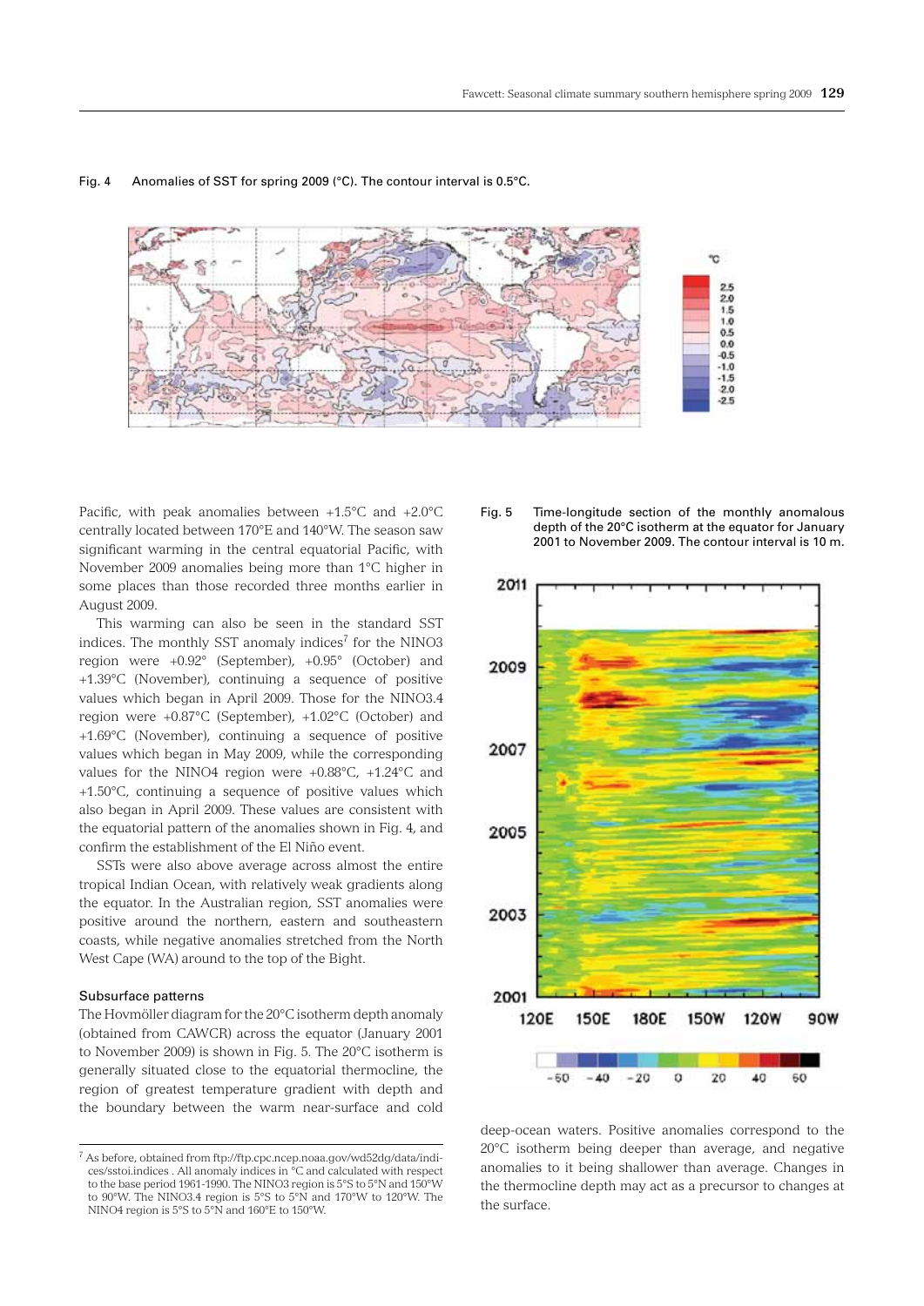Fig. 4 Anomalies of SST for spring 2009 (°C). The contour interval is 0.5°C.

Pacific, with peak anomalies between +1.5°C and +2.0°C centrally located between 170°E and 140°W. The season saw significant warming in the central equatorial Pacific, with November 2009 anomalies being more than 1°C higher in some places than those recorded three months earlier in August 2009.

This warming can also be seen in the standard SST indices. The monthly SST anomaly indices[7] for the NINO3 region were +0.92° (September), +0.95° (October) and +1.39°C (November), continuing a sequence of positive values which began in April 2009. Those for the NINO3.4 region were +0.87°C (September), +1.02°C (October) and +1.69°C (November), continuing a sequence of positive values which began in May 2009, while the corresponding values for the NINO4 region were +0.88°C, +1.24°C and +1.50°C, continuing a sequence of positive values which also began in April 2009. These values are consistent with the equatorial pattern of the anomalies shown in Fig. 4, and confirm the establishment of the El Niño event.

SSTs were also above average across almost the entire tropical Indian Ocean, with relatively weak gradients along the equator. In the Australian region, SST anomalies were positive around the northern, eastern and southeastern coasts, while negative anomalies stretched from the North West Cape (WA) around to the top of the Bight.

### Subsurface patterns

The Hovmöller diagram for the 20°C isotherm depth anomaly (obtained from CAWCR) across the equator (January 2001 to November 2009) is shown in Fig. 5. The 20°C isotherm is generally situated close to the equatorial thermocline, the region of greatest temperature gradient with depth and the boundary between the warm near-surface and cold deep-ocean waters. Positive anomalies correspond to the 20°C isotherm being deeper than average, and negative anomalies to it being shallower than average. Changes in the thermocline depth may act as a precursor to changes at the surface.

Fig. 5 Time-longitude section of the monthly anomalous depth of the 20°C isotherm at the equator for January 2001 to November 2009. The contour interval is 10 m.

[7] As before, obtained from ftp://ftp.cpc.ncep.noaa.gov/wd52dg/data/indices/sstoi.indices . All anomaly indices in °C and calculated with respect to the base period 1961-1990. The NINO3 region is 5°S to 5°N and 150°W to 90°W. The NINO3.4 region is 5°S to 5°N and 170°W to 120°W. The NINO4 region is 5°S to 5°N and 160°E to 150°W.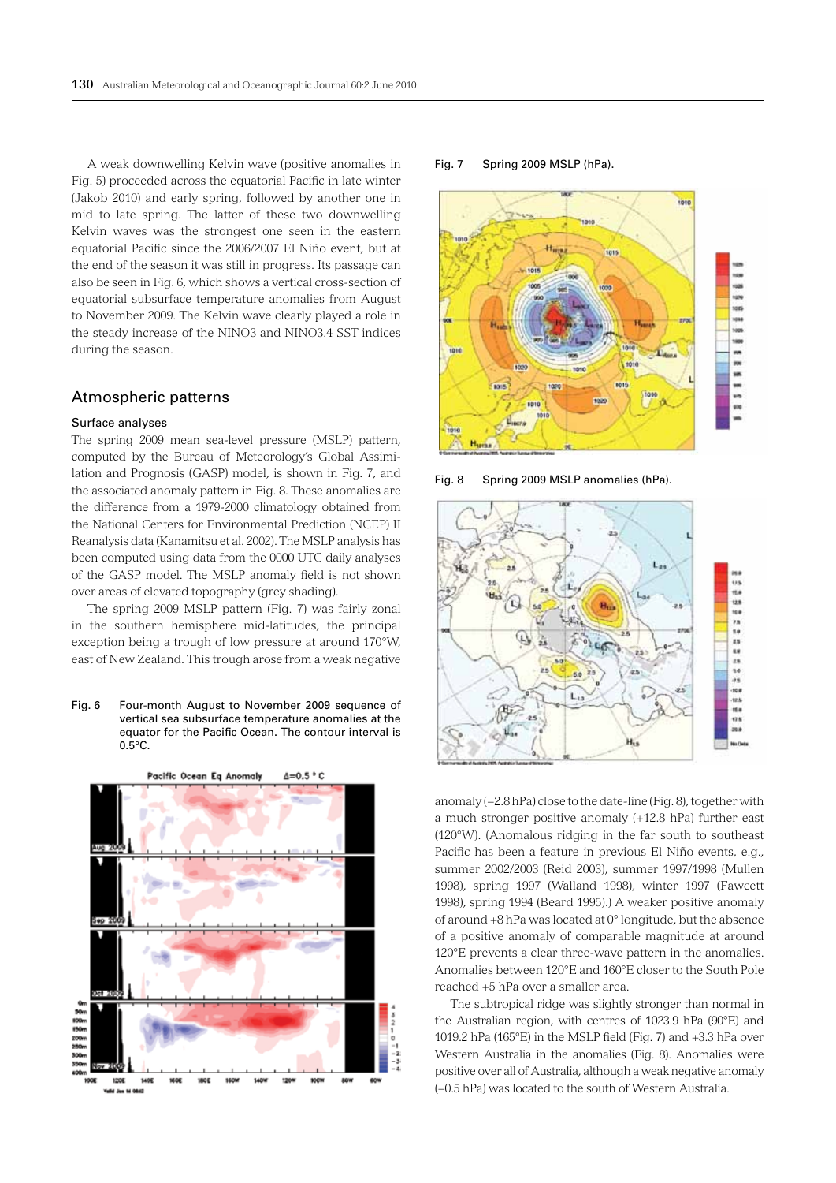A weak downwelling Kelvin wave (positive anomalies in Fig. 5) proceeded across the equatorial Pacific in late winter (Jakob 2010) and early spring, followed by another one in mid to late spring. The latter of these two downwelling Kelvin waves was the strongest one seen in the eastern equatorial Pacific since the 2006/2007 El Niño event, but at the end of the season it was still in progress. Its passage can also be seen in Fig. 6, which shows a vertical cross-section of equatorial subsurface temperature anomalies from August to November 2009. The Kelvin wave clearly played a role in the steady increase of the NINO3 and NINO3.4 SST indices during the season.

## Atmospheric patterns

### Surface analyses

The spring 2009 mean sea-level pressure (MSLP) pattern, computed by the Bureau of Meteorology's Global Assimilation and Prognosis (GASP) model, is shown in Fig. 7, and the associated anomaly pattern in Fig. 8. These anomalies are the difference from a 1979-2000 climatology obtained from the National Centers for Environmental Prediction (NCEP) II Reanalysis data (Kanamitsu et al. 2002). The MSLP analysis has been computed using data from the 0000 UTC daily analyses of the GASP model. The MSLP anomaly field is not shown over areas of elevated topography (grey shading).

The spring 2009 MSLP pattern (Fig. 7) was fairly zonal in the southern hemisphere mid-latitudes, the principal exception being a trough of low pressure at around 170°W, east of New Zealand. This trough arose from a weak negative anomaly (–2.8 hPa) close to the date-line (Fig. 8), together with a much stronger positive anomaly (+12.8 hPa) further east (120°W). (Anomalous ridging in the far south to southeast Pacific has been a feature in previous El Niño events, e.g., summer 2002/2003 (Reid 2003), summer 1997/1998 (Mullen 1998), spring 1997 (Walland 1998), winter 1997 (Fawcett 1998), spring 1994 (Beard 1995).) A weaker positive anomaly of around +8 hPa was located at 0° longitude, but the absence of a positive anomaly of comparable magnitude at around 120°E prevents a clear three-wave pattern in the anomalies. Anomalies between 120°E and 160°E closer to the South Pole reached +5 hPa over a smaller area.

The subtropical ridge was slightly stronger than normal in the Australian region, with centres of 1023.9 hPa (90°E) and 1019.2 hPa (165°E) in the MSLP field (Fig. 7) and +3.3 hPa over Western Australia in the anomalies (Fig. 8). Anomalies were positive over all of Australia, although a weak negative anomaly (–0.5 hPa) was located to the south of Western Australia.

Fig. 6 Four-month August to November 2009 sequence of vertical sea subsurface temperature anomalies at the equator for the Pacific Ocean. The contour interval is 0.5°C.

Fig. 7 Spring 2009 MSLP (hPa).

Fig. 8 Spring 2009 MSLP anomalies (hPa).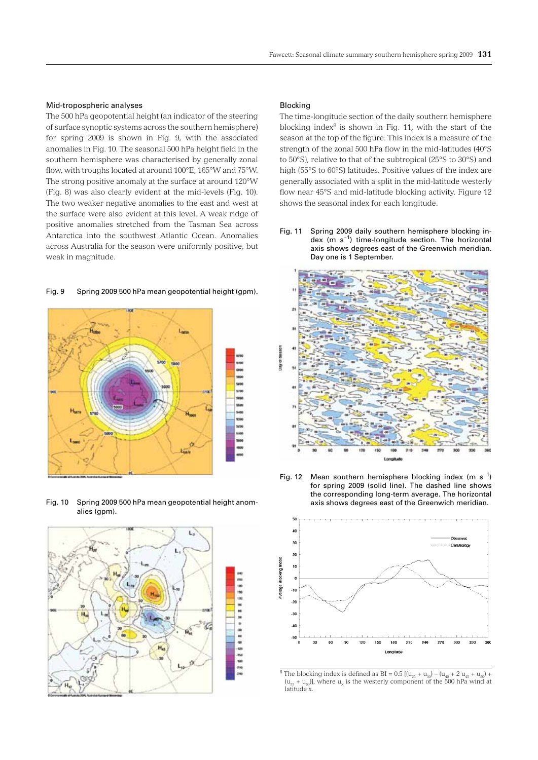### Mid-tropospheric analyses

The 500 hPa geopotential height (an indicator of the steering of surface synoptic systems across the southern hemisphere) for spring 2009 is shown in Fig. 9, with the associated anomalies in Fig. 10. The seasonal 500 hPa height field in the southern hemisphere was characterised by generally zonal flow, with troughs located at around 100°E, 165°W and 75°W. The strong positive anomaly at the surface at around 120°W (Fig. 8) was also clearly evident at the mid-levels (Fig. 10). The two weaker negative anomalies to the east and west at the surface were also evident at this level. A weak ridge of positive anomalies stretched from the Tasman Sea across Antarctica into the southwest Atlantic Ocean. Anomalies across Australia for the season were uniformly positive, but weak in magnitude.

Fig. 9 Spring 2009 500 hPa mean geopotential height (gpm).

Fig. 10 Spring 2009 500 hPa mean geopotential height anomalies (gpm).

### Blocking

The time-longitude section of the daily southern hemisphere blocking index[8] is shown in Fig. 11, with the start of the season at the top of the figure. This index is a measure of the strength of the zonal 500 hPa flow in the mid-latitudes (40°S to 50°S), relative to that of the subtropical (25°S to 30°S) and high (55°S to 60°S) latitudes. Positive values of the index are generally associated with a split in the mid-latitude westerly flow near 45°S and mid-latitude blocking activity. Figure 12 shows the seasonal index for each longitude.

Fig. 11 Spring 2009 daily southern hemisphere blocking index (m $s^{-1}$) time-longitude section. The horizontal axis shows degrees east of the Greenwich meridian. Day one is 1 September.

Fig. 12 Mean southern hemisphere blocking index (m $s^{-1}$) for spring 2009 (solid line). The dashed line shows the corresponding long-term average. The horizontal axis shows degrees east of the Greenwich meridian.

[8] The blocking index is defined as $BI = 0.5\,[(u_{25} + u_{30}) - (u_{40} + 2\,u_{45} + u_{50}) + (u_{55} + u_{60})]$, where $u_x$ is the westerly component of the 500 hPa wind at latitude x.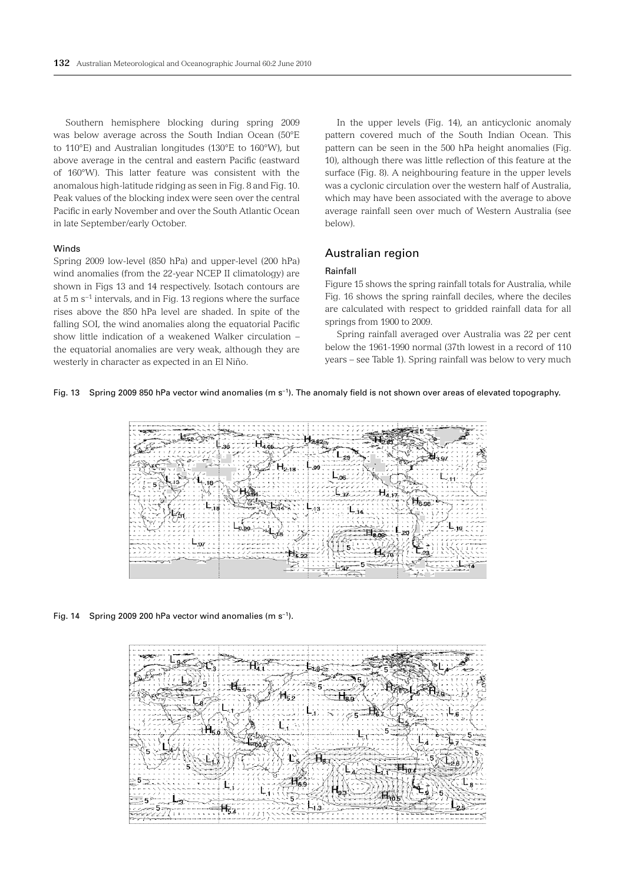Southern hemisphere blocking during spring 2009 was below average across the South Indian Ocean (50°E to 110°E) and Australian longitudes (130°E to 160°W), but above average in the central and eastern Pacific (eastward of 160°W). This latter feature was consistent with the anomalous high-latitude ridging as seen in Fig. 8 and Fig. 10. Peak values of the blocking index were seen over the central Pacific in early November and over the South Atlantic Ocean in late September/early October.

### Winds

Spring 2009 low-level (850 hPa) and upper-level (200 hPa) wind anomalies (from the 22-year NCEP II climatology) are shown in Figs 13 and 14 respectively. Isotach contours are at 5 m s$^{-1}$ intervals, and in Fig. 13 regions where the surface rises above the 850 hPa level are shaded. In spite of the falling SOI, the wind anomalies along the equatorial Pacific show little indication of a weakened Walker circulation – the equatorial anomalies are very weak, although they are westerly in character as expected in an El Niño.

In the upper levels (Fig. 14), an anticyclonic anomaly pattern covered much of the South Indian Ocean. This pattern can be seen in the 500 hPa height anomalies (Fig. 10), although there was little reflection of this feature at the surface (Fig. 8). A neighbouring feature in the upper levels was a cyclonic circulation over the western half of Australia, which may have been associated with the average to above average rainfall seen over much of Western Australia (see below).

## Australian region

### Rainfall

Figure 15 shows the spring rainfall totals for Australia, while Fig. 16 shows the spring rainfall deciles, where the deciles are calculated with respect to gridded rainfall data for all springs from 1900 to 2009.

Spring rainfall averaged over Australia was 22 per cent below the 1961-1990 normal (37th lowest in a record of 110 years – see Table 1). Spring rainfall was below to very much

Fig. 13 Spring 2009 850 hPa vector wind anomalies (m s$^{-1}$). The anomaly field is not shown over areas of elevated topography.

Fig. 14 Spring 2009 200 hPa vector wind anomalies (m s$^{-1}$).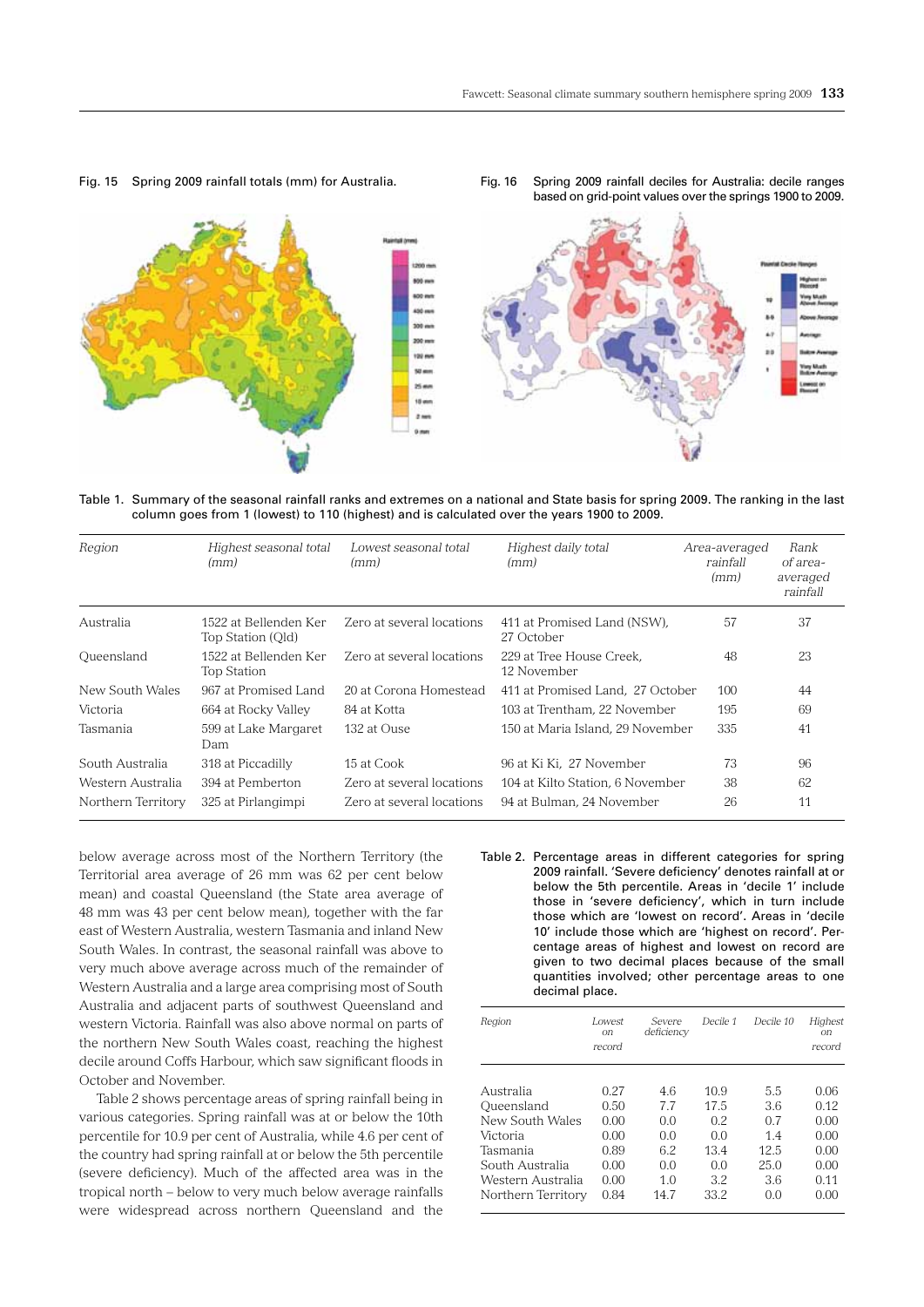Fig. 15 Spring 2009 rainfall totals (mm) for Australia.

Fig. 16 Spring 2009 rainfall deciles for Australia: decile ranges based on grid-point values over the springs 1900 to 2009.

Table 1. Summary of the seasonal rainfall ranks and extremes on a national and State basis for spring 2009. The ranking in the last column goes from 1 (lowest) to 110 (highest) and is calculated over the years 1900 to 2009.

| Region | Highest seasonal total (mm) | Lowest seasonal total (mm) | Highest daily total (mm) | Area-averaged rainfall (mm) | Rank of area-averaged rainfall |
|---|---|---|---|---|---|
| Australia | 1522 at Bellenden Ker Top Station (Qld) | Zero at several locations | 411 at Promised Land (NSW), 27 October | 57 | 37 |
| Queensland | 1522 at Bellenden Ker Top Station | Zero at several locations | 229 at Tree House Creek, 12 November | 48 | 23 |
| New South Wales | 967 at Promised Land | 20 at Corona Homestead | 411 at Promised Land, 27 October | 100 | 44 |
| Victoria | 664 at Rocky Valley | 84 at Kotta | 103 at Trentham, 22 November | 195 | 69 |
| Tasmania | 599 at Lake Margaret Dam | 132 at Ouse | 150 at Maria Island, 29 November | 335 | 41 |
| South Australia | 318 at Piccadilly | 15 at Cook | 96 at Ki Ki, 27 November | 73 | 96 |
| Western Australia | 394 at Pemberton | Zero at several locations | 104 at Kilto Station, 6 November | 38 | 62 |
| Northern Territory | 325 at Pirlangimpi | Zero at several locations | 94 at Bulman, 24 November | 26 | 11 |

below average across most of the Northern Territory (the Territorial area average of 26 mm was 62 per cent below mean) and coastal Queensland (the State area average of 48 mm was 43 per cent below mean), together with the far east of Western Australia, western Tasmania and inland New South Wales. In contrast, the seasonal rainfall was above to very much above average across much of the remainder of Western Australia and a large area comprising most of South Australia and adjacent parts of southwest Queensland and western Victoria. Rainfall was also above normal on parts of the northern New South Wales coast, reaching the highest decile around Coffs Harbour, which saw significant floods in October and November.

Table 2 shows percentage areas of spring rainfall being in various categories. Spring rainfall was at or below the 10th percentile for 10.9 per cent of Australia, while 4.6 per cent of the country had spring rainfall at or below the 5th percentile (severe deficiency). Much of the affected area was in the tropical north – below to very much below average rainfalls were widespread across northern Queensland and the

Table 2. Percentage areas in different categories for spring 2009 rainfall. 'Severe deficiency' denotes rainfall at or below the 5th percentile. Areas in 'decile 1' include those in 'severe deficiency', which in turn include those which are 'lowest on record'. Areas in 'decile 10' include those which are 'highest on record'. Percentage areas of highest and lowest on record are given to two decimal places because of the small quantities involved; other percentage areas to one decimal place.

| Region | Lowest on record | Severe deficiency | Decile 1 | Decile 10 | Highest on record |
|---|---|---|---|---|---|
| Australia | 0.27 | 4.6 | 10.9 | 5.5 | 0.06 |
| Queensland | 0.50 | 7.7 | 17.5 | 3.6 | 0.12 |
| New South Wales | 0.00 | 0.0 | 0.2 | 0.7 | 0.00 |
| Victoria | 0.00 | 0.0 | 0.0 | 1.4 | 0.00 |
| Tasmania | 0.89 | 6.2 | 13.4 | 12.5 | 0.00 |
| South Australia | 0.00 | 0.0 | 0.0 | 25.0 | 0.00 |
| Western Australia | 0.00 | 1.0 | 3.2 | 3.6 | 0.11 |
| Northern Territory | 0.84 | 14.7 | 33.2 | 0.0 | 0.00 |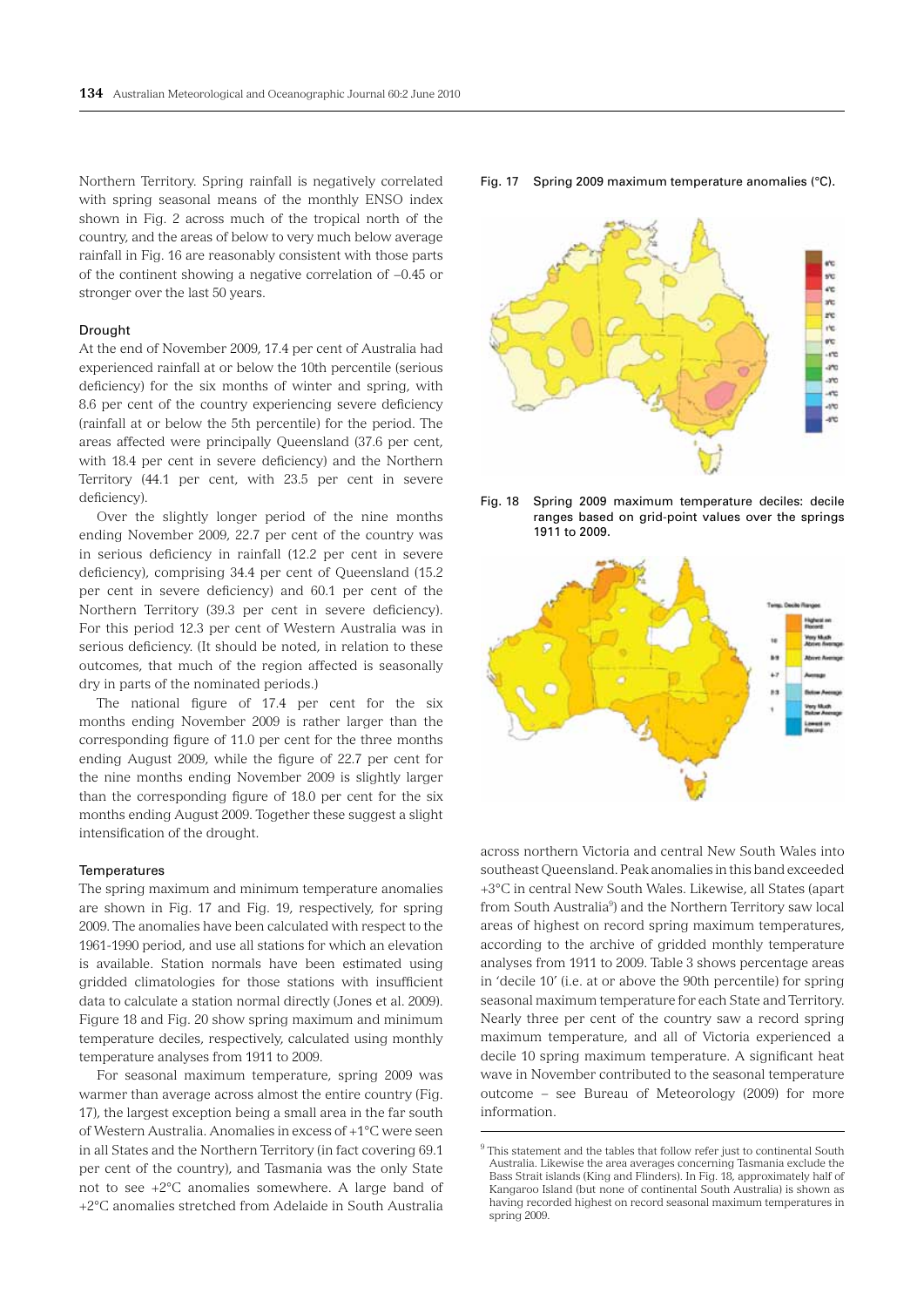Northern Territory. Spring rainfall is negatively correlated with spring seasonal means of the monthly ENSO index shown in Fig. 2 across much of the tropical north of the country, and the areas of below to very much below average rainfall in Fig. 16 are reasonably consistent with those parts of the continent showing a negative correlation of –0.45 or stronger over the last 50 years.

### Drought

At the end of November 2009, 17.4 per cent of Australia had experienced rainfall at or below the 10th percentile (serious deficiency) for the six months of winter and spring, with 8.6 per cent of the country experiencing severe deficiency (rainfall at or below the 5th percentile) for the period. The areas affected were principally Queensland (37.6 per cent, with 18.4 per cent in severe deficiency) and the Northern Territory (44.1 per cent, with 23.5 per cent in severe deficiency).

Over the slightly longer period of the nine months ending November 2009, 22.7 per cent of the country was in serious deficiency in rainfall (12.2 per cent in severe deficiency), comprising 34.4 per cent of Queensland (15.2 per cent in severe deficiency) and 60.1 per cent of the Northern Territory (39.3 per cent in severe deficiency). For this period 12.3 per cent of Western Australia was in serious deficiency. (It should be noted, in relation to these outcomes, that much of the region affected is seasonally dry in parts of the nominated periods.)

The national figure of 17.4 per cent for the six months ending November 2009 is rather larger than the corresponding figure of 11.0 per cent for the three months ending August 2009, while the figure of 22.7 per cent for the nine months ending November 2009 is slightly larger than the corresponding figure of 18.0 per cent for the six months ending August 2009. Together these suggest a slight intensification of the drought.

### Temperatures

The spring maximum and minimum temperature anomalies are shown in Fig. 17 and Fig. 19, respectively, for spring 2009. The anomalies have been calculated with respect to the 1961-1990 period, and use all stations for which an elevation is available. Station normals have been estimated using gridded climatologies for those stations with insufficient data to calculate a station normal directly (Jones et al. 2009). Figure 18 and Fig. 20 show spring maximum and minimum temperature deciles, respectively, calculated using monthly temperature analyses from 1911 to 2009.

For seasonal maximum temperature, spring 2009 was warmer than average across almost the entire country (Fig. 17), the largest exception being a small area in the far south of Western Australia. Anomalies in excess of +1°C were seen in all States and the Northern Territory (in fact covering 69.1 per cent of the country), and Tasmania was the only State not to see +2°C anomalies somewhere. A large band of +2°C anomalies stretched from Adelaide in South Australia across northern Victoria and central New South Wales into southeast Queensland. Peak anomalies in this band exceeded +3°C in central New South Wales. Likewise, all States (apart from South Australia[9]) and the Northern Territory saw local areas of highest on record spring maximum temperatures, according to the archive of gridded monthly temperature analyses from 1911 to 2009. Table 3 shows percentage areas in 'decile 10' (i.e. at or above the 90th percentile) for spring seasonal maximum temperature for each State and Territory. Nearly three per cent of the country saw a record spring maximum temperature, and all of Victoria experienced a decile 10 spring maximum temperature. A significant heat wave in November contributed to the seasonal temperature outcome – see Bureau of Meteorology (2009) for more information.

Fig. 17 Spring 2009 maximum temperature anomalies (°C).

Fig. 18 Spring 2009 maximum temperature deciles: decile ranges based on grid-point values over the springs 1911 to 2009.

[9] This statement and the tables that follow refer just to continental South Australia. Likewise the area averages concerning Tasmania exclude the Bass Strait islands (King and Flinders). In Fig. 18, approximately half of Kangaroo Island (but none of continental South Australia) is shown as having recorded highest on record seasonal maximum temperatures in spring 2009.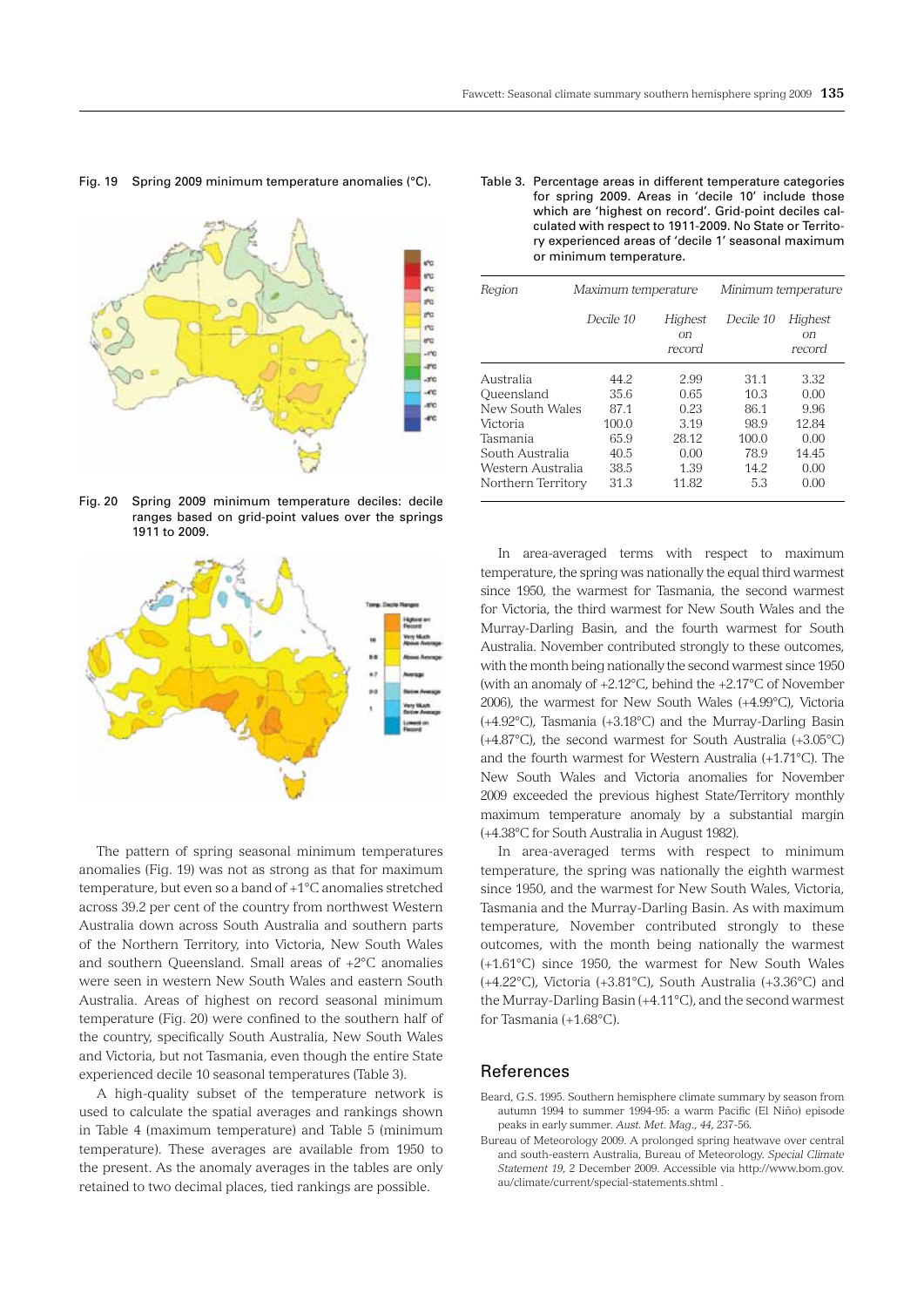Fig. 19 Spring 2009 minimum temperature anomalies (°C).

Fig. 20 Spring 2009 minimum temperature deciles: decile ranges based on grid-point values over the springs 1911 to 2009.

The pattern of spring seasonal minimum temperatures anomalies (Fig. 19) was not as strong as that for maximum temperature, but even so a band of +1°C anomalies stretched across 39.2 per cent of the country from northwest Western Australia down across South Australia and southern parts of the Northern Territory, into Victoria, New South Wales and southern Queensland. Small areas of +2°C anomalies were seen in western New South Wales and eastern South Australia. Areas of highest on record seasonal minimum temperature (Fig. 20) were confined to the southern half of the country, specifically South Australia, New South Wales and Victoria, but not Tasmania, even though the entire State experienced decile 10 seasonal temperatures (Table 3).

A high-quality subset of the temperature network is used to calculate the spatial averages and rankings shown in Table 4 (maximum temperature) and Table 5 (minimum temperature). These averages are available from 1950 to the present. As the anomaly averages in the tables are only retained to two decimal places, tied rankings are possible.

Table 3. Percentage areas in different temperature categories for spring 2009. Areas in 'decile 10' include those which are 'highest on record'. Grid-point deciles calculated with respect to 1911-2009. No State or Territory experienced areas of 'decile 1' seasonal maximum or minimum temperature.

| *Region* | *Maximum temperature* | | *Minimum temperature* | |
|---|---|---|---|---|
| | *Decile 10* | *Highest on record* | *Decile 10* | *Highest on record* |
| Australia | 44.2 | 2.99 | 31.1 | 3.32 |
| Queensland | 35.6 | 0.65 | 10.3 | 0.00 |
| New South Wales | 87.1 | 0.23 | 86.1 | 9.96 |
| Victoria | 100.0 | 3.19 | 98.9 | 12.84 |
| Tasmania | 65.9 | 28.12 | 100.0 | 0.00 |
| South Australia | 40.5 | 0.00 | 78.9 | 14.45 |
| Western Australia | 38.5 | 1.39 | 14.2 | 0.00 |
| Northern Territory | 31.3 | 11.82 | 5.3 | 0.00 |

In area-averaged terms with respect to maximum temperature, the spring was nationally the equal third warmest since 1950, the warmest for Tasmania, the second warmest for Victoria, the third warmest for New South Wales and the Murray-Darling Basin, and the fourth warmest for South Australia. November contributed strongly to these outcomes, with the month being nationally the second warmest since 1950 (with an anomaly of +2.12°C, behind the +2.17°C of November 2006), the warmest for New South Wales (+4.99°C), Victoria (+4.92°C), Tasmania (+3.18°C) and the Murray-Darling Basin (+4.87°C), the second warmest for South Australia (+3.05°C) and the fourth warmest for Western Australia (+1.71°C). The New South Wales and Victoria anomalies for November 2009 exceeded the previous highest State/Territory monthly maximum temperature anomaly by a substantial margin (+4.38°C for South Australia in August 1982).

In area-averaged terms with respect to minimum temperature, the spring was nationally the eighth warmest since 1950, and the warmest for New South Wales, Victoria, Tasmania and the Murray-Darling Basin. As with maximum temperature, November contributed strongly to these outcomes, with the month being nationally the warmest (+1.61°C) since 1950, the warmest for New South Wales (+4.22°C), Victoria (+3.81°C), South Australia (+3.36°C) and the Murray-Darling Basin (+4.11°C), and the second warmest for Tasmania (+1.68°C).

## References

Beard, G.S. 1995. Southern hemisphere climate summary by season from autumn 1994 to summer 1994-95: a warm Pacific (El Niño) episode peaks in early summer. *Aust. Met. Mag.*, *44*, 237-56.

Bureau of Meteorology 2009. A prolonged spring heatwave over central and south-eastern Australia, Bureau of Meteorology. *Special Climate Statement 19*, 2 December 2009. Accessible via http://www.bom.gov.au/climate/current/special-statements.shtml .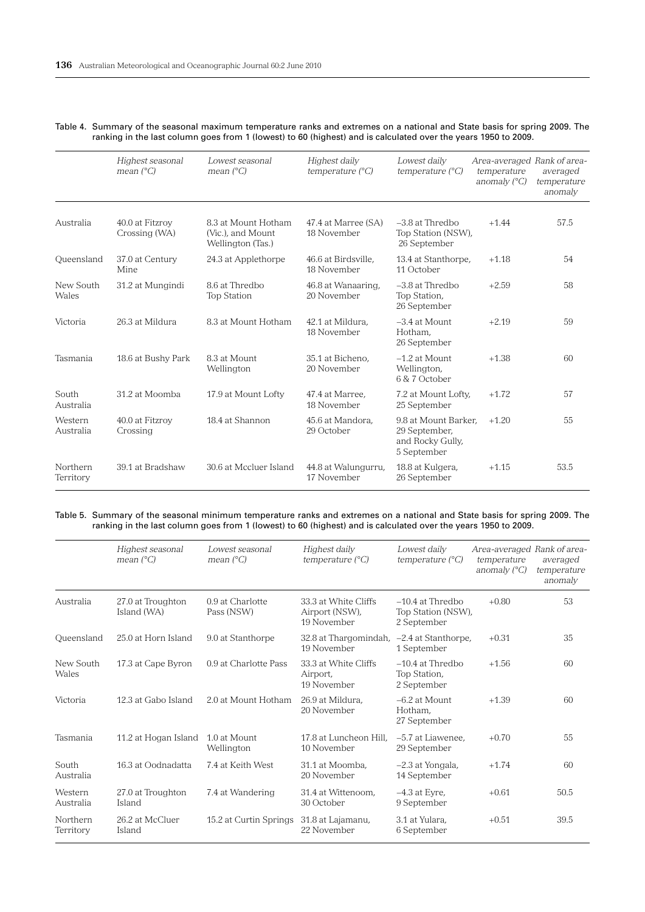Table 4. Summary of the seasonal maximum temperature ranks and extremes on a national and State basis for spring 2009. The ranking in the last column goes from 1 (lowest) to 60 (highest) and is calculated over the years 1950 to 2009.

| | *Highest seasonal mean (°C)* | *Lowest seasonal mean (°C)* | *Highest daily temperature (°C)* | *Lowest daily temperature (°C)* | *Area-averaged temperature anomaly (°C)* | *Rank of area-averaged temperature anomaly* |
|---|---|---|---|---|---|---|
| Australia | 40.0 at Fitzroy Crossing (WA) | 8.3 at Mount Hotham (Vic.), and Mount Wellington (Tas.) | 47.4 at Marree (SA) 18 November | –3.8 at Thredbo Top Station (NSW), 26 September | +1.44 | 57.5 |
| Queensland | 37.0 at Century Mine | 24.3 at Applethorpe | 46.6 at Birdsville, 18 November | 13.4 at Stanthorpe, 11 October | +1.18 | 54 |
| New South Wales | 31.2 at Mungindi | 8.6 at Thredbo Top Station | 46.8 at Wanaaring, 20 November | –3.8 at Thredbo Top Station, 26 September | +2.59 | 58 |
| Victoria | 26.3 at Mildura | 8.3 at Mount Hotham | 42.1 at Mildura, 18 November | –3.4 at Mount Hotham, 26 September | +2.19 | 59 |
| Tasmania | 18.6 at Bushy Park | 8.3 at Mount Wellington | 35.1 at Bicheno, 20 November | –1.2 at Mount Wellington, 6 & 7 October | +1.38 | 60 |
| South Australia | 31.2 at Moomba | 17.9 at Mount Lofty | 47.4 at Marree, 18 November | 7.2 at Mount Lofty, 25 September | +1.72 | 57 |
| Western Australia | 40.0 at Fitzroy Crossing | 18.4 at Shannon | 45.6 at Mandora, 29 October | 9.8 at Mount Barker, 29 September, and Rocky Gully, 5 September | +1.20 | 55 |
| Northern Territory | 39.1 at Bradshaw | 30.6 at Mccluer Island | 44.8 at Walungurru, 17 November | 18.8 at Kulgera, 26 September | +1.15 | 53.5 |

Table 5. Summary of the seasonal minimum temperature ranks and extremes on a national and State basis for spring 2009. The ranking in the last column goes from 1 (lowest) to 60 (highest) and is calculated over the years 1950 to 2009.

| | *Highest seasonal mean (°C)* | *Lowest seasonal mean (°C)* | *Highest daily temperature (°C)* | *Lowest daily temperature (°C)* | *Area-averaged temperature anomaly (°C)* | *Rank of area-averaged temperature anomaly* |
|---|---|---|---|---|---|---|
| Australia | 27.0 at Troughton Island (WA) | 0.9 at Charlotte Pass (NSW) | 33.3 at White Cliffs Airport (NSW), 19 November | –10.4 at Thredbo Top Station (NSW), 2 September | +0.80 | 53 |
| Queensland | 25.0 at Horn Island | 9.0 at Stanthorpe | 32.8 at Thargomindah, 19 November | –2.4 at Stanthorpe, 1 September | +0.31 | 35 |
| New South Wales | 17.3 at Cape Byron | 0.9 at Charlotte Pass | 33.3 at White Cliffs Airport, 19 November | –10.4 at Thredbo Top Station, 2 September | +1.56 | 60 |
| Victoria | 12.3 at Gabo Island | 2.0 at Mount Hotham | 26.9 at Mildura, 20 November | –6.2 at Mount Hotham, 27 September | +1.39 | 60 |
| Tasmania | 11.2 at Hogan Island | 1.0 at Mount Wellington | 17.8 at Luncheon Hill, 10 November | –5.7 at Liawenee, 29 September | +0.70 | 55 |
| South Australia | 16.3 at Oodnadatta | 7.4 at Keith West | 31.1 at Moomba, 20 November | –2.3 at Yongala, 14 September | +1.74 | 60 |
| Western Australia | 27.0 at Troughton Island | 7.4 at Wandering | 31.4 at Wittenoom, 30 October | –4.3 at Eyre, 9 September | +0.61 | 50.5 |
| Northern Territory | 26.2 at McCluer Island | 15.2 at Curtin Springs | 31.8 at Lajamanu, 22 November | 3.1 at Yulara, 6 September | +0.51 | 39.5 |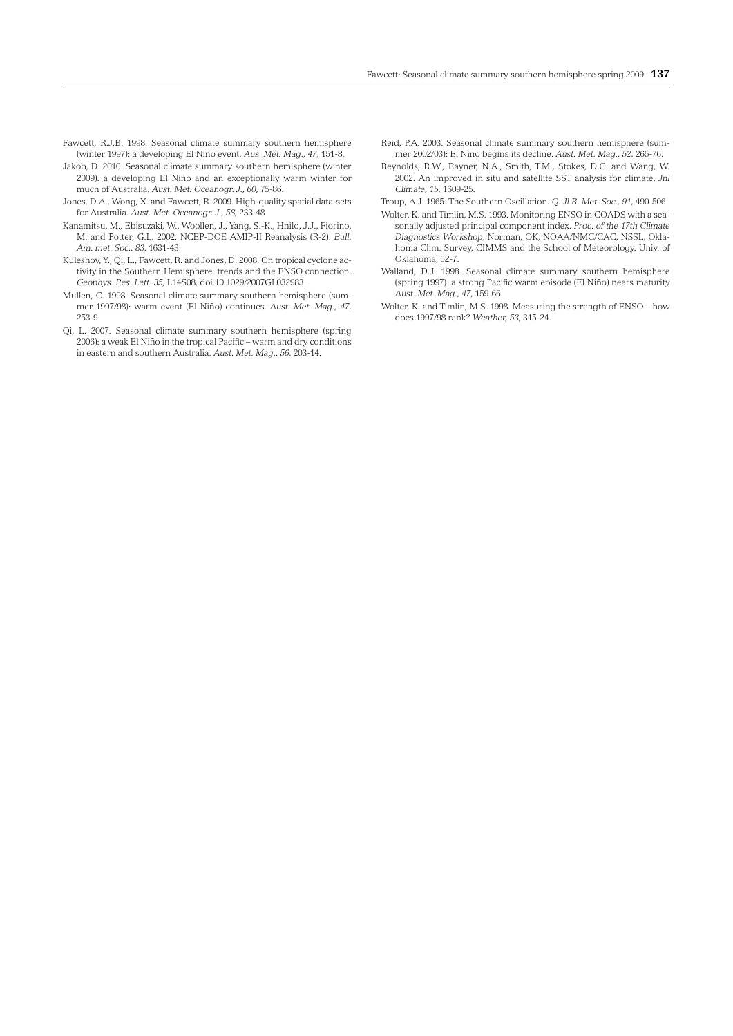Fawcett, R.J.B. 1998. Seasonal climate summary southern hemisphere (winter 1997): a developing El Niño event. *Aus. Met. Mag., 47*, 151-8.

Jakob, D. 2010. Seasonal climate summary southern hemisphere (winter 2009): a developing El Niño and an exceptionally warm winter for much of Australia. *Aust. Met. Oceanogr. J., 60*, 75-86.

Jones, D.A., Wong, X. and Fawcett, R. 2009. High-quality spatial data-sets for Australia. *Aust. Met. Oceanogr. J., 58*, 233-48

Kanamitsu, M., Ebisuzaki, W., Woollen, J., Yang, S.-K., Hnilo, J.J., Fiorino, M. and Potter, G.L. 2002. NCEP-DOE AMIP-II Reanalysis (R-2). *Bull. Am. met. Soc., 83*, 1631-43.

Kuleshov, Y., Qi, L., Fawcett, R. and Jones, D. 2008. On tropical cyclone activity in the Southern Hemisphere: trends and the ENSO connection. *Geophys. Res. Lett. 35*, L14S08, doi:10.1029/2007GL032983.

Mullen, C. 1998. Seasonal climate summary southern hemisphere (summer 1997/98): warm event (El Niño) continues. *Aust. Met. Mag., 47*, 253-9.

Qi, L. 2007. Seasonal climate summary southern hemisphere (spring 2006): a weak El Niño in the tropical Pacific – warm and dry conditions in eastern and southern Australia. *Aust. Met. Mag., 56*, 203-14.

Reid, P.A. 2003. Seasonal climate summary southern hemisphere (summer 2002/03): El Niño begins its decline. *Aust. Met. Mag., 52*, 265-76.

Reynolds, R.W., Rayner, N.A., Smith, T.M., Stokes, D.C. and Wang, W. 2002. An improved in situ and satellite SST analysis for climate. *Jnl Climate, 15*, 1609-25.

Troup, A.J. 1965. The Southern Oscillation. *Q. Jl R. Met. Soc., 91*, 490-506.

Wolter, K. and Timlin, M.S. 1993. Monitoring ENSO in COADS with a seasonally adjusted principal component index. *Proc. of the 17th Climate Diagnostics Workshop*, Norman, OK, NOAA/NMC/CAC, NSSL, Oklahoma Clim. Survey, CIMMS and the School of Meteorology, Univ. of Oklahoma, 52-7.

Walland, D.J. 1998. Seasonal climate summary southern hemisphere (spring 1997): a strong Pacific warm episode (El Niño) nears maturity *Aust. Met. Mag., 47*, 159-66.

Wolter, K. and Timlin, M.S. 1998. Measuring the strength of ENSO – how does 1997/98 rank? *Weather, 53*, 315-24.